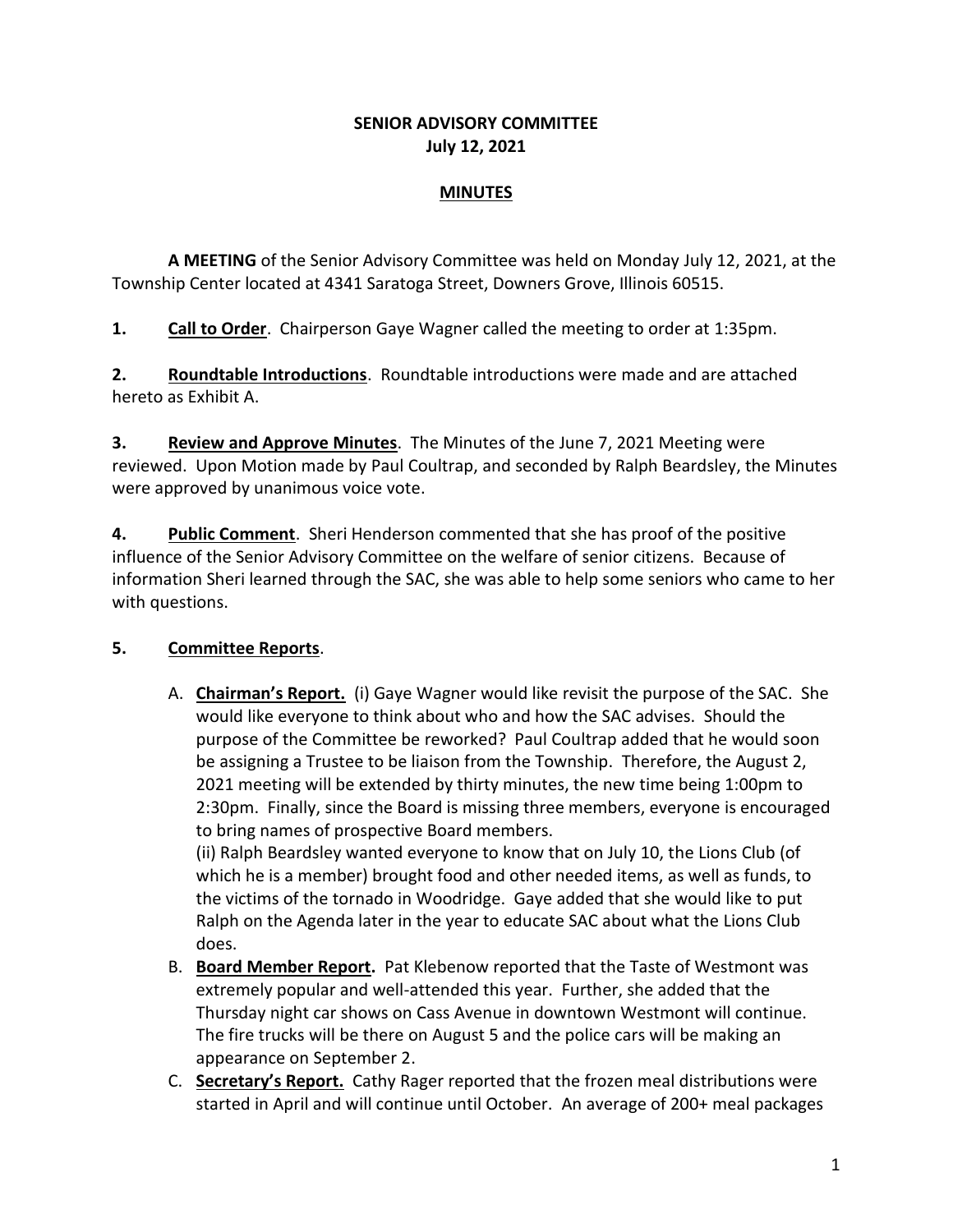# SENIOR ADVISORY COMMITTEE
## July 12, 2021

## <u>MINUTES</u>

**A MEETING** of the Senior Advisory Committee was held on Monday July 12, 2021, at the Township Center located at 4341 Saratoga Street, Downers Grove, Illinois 60515.

**1. <u>Call to Order</u>**. Chairperson Gaye Wagner called the meeting to order at 1:35pm.

**2. <u>Roundtable Introductions</u>**. Roundtable introductions were made and are attached hereto as Exhibit A.

**3. <u>Review and Approve Minutes</u>**. The Minutes of the June 7, 2021 Meeting were reviewed. Upon Motion made by Paul Coultrap, and seconded by Ralph Beardsley, the Minutes were approved by unanimous voice vote.

**4. <u>Public Comment</u>**. Sheri Henderson commented that she has proof of the positive influence of the Senior Advisory Committee on the welfare of senior citizens. Because of information Sheri learned through the SAC, she was able to help some seniors who came to her with questions.

**5. <u>Committee Reports</u>**.

A. **<u>Chairman's Report.</u>** (i) Gaye Wagner would like revisit the purpose of the SAC. She would like everyone to think about who and how the SAC advises. Should the purpose of the Committee be reworked? Paul Coultrap added that he would soon be assigning a Trustee to be liaison from the Township. Therefore, the August 2, 2021 meeting will be extended by thirty minutes, the new time being 1:00pm to 2:30pm. Finally, since the Board is missing three members, everyone is encouraged to bring names of prospective Board members.

(ii) Ralph Beardsley wanted everyone to know that on July 10, the Lions Club (of which he is a member) brought food and other needed items, as well as funds, to the victims of the tornado in Woodridge. Gaye added that she would like to put Ralph on the Agenda later in the year to educate SAC about what the Lions Club does.

B. **<u>Board Member Report.</u>** Pat Klebenow reported that the Taste of Westmont was extremely popular and well-attended this year. Further, she added that the Thursday night car shows on Cass Avenue in downtown Westmont will continue. The fire trucks will be there on August 5 and the police cars will be making an appearance on September 2.

C. **<u>Secretary's Report.</u>** Cathy Rager reported that the frozen meal distributions were started in April and will continue until October. An average of 200+ meal packages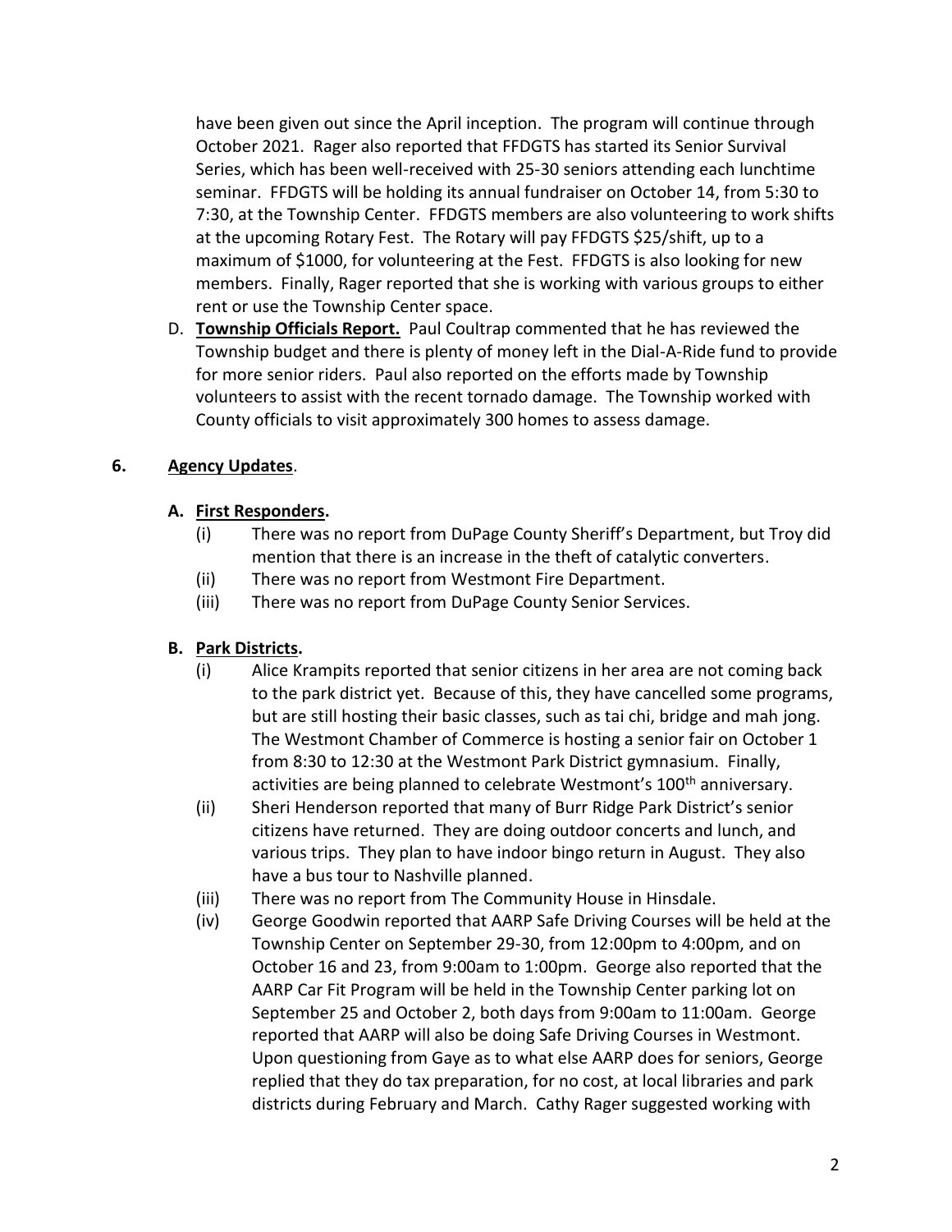have been given out since the April inception. The program will continue through October 2021. Rager also reported that FFDGTS has started its Senior Survival Series, which has been well-received with 25-30 seniors attending each lunchtime seminar. FFDGTS will be holding its annual fundraiser on October 14, from 5:30 to 7:30, at the Township Center. FFDGTS members are also volunteering to work shifts at the upcoming Rotary Fest. The Rotary will pay FFDGTS $25/shift, up to a maximum of $1000, for volunteering at the Fest. FFDGTS is also looking for new members. Finally, Rager reported that she is working with various groups to either rent or use the Township Center space.

D. **<u>Township Officials Report.</u>** Paul Coultrap commented that he has reviewed the Township budget and there is plenty of money left in the Dial-A-Ride fund to provide for more senior riders. Paul also reported on the efforts made by Township volunteers to assist with the recent tornado damage. The Township worked with County officials to visit approximately 300 homes to assess damage.

**6. <u>Agency Updates</u>.**

**A. <u>First Responders</u>.**

(i) There was no report from DuPage County Sheriff's Department, but Troy did mention that there is an increase in the theft of catalytic converters.

(ii) There was no report from Westmont Fire Department.

(iii) There was no report from DuPage County Senior Services.

**B. <u>Park Districts</u>.**

(i) Alice Krampits reported that senior citizens in her area are not coming back to the park district yet. Because of this, they have cancelled some programs, but are still hosting their basic classes, such as tai chi, bridge and mah jong. The Westmont Chamber of Commerce is hosting a senior fair on October 1 from 8:30 to 12:30 at the Westmont Park District gymnasium. Finally, activities are being planned to celebrate Westmont's 100th anniversary.

(ii) Sheri Henderson reported that many of Burr Ridge Park District's senior citizens have returned. They are doing outdoor concerts and lunch, and various trips. They plan to have indoor bingo return in August. They also have a bus tour to Nashville planned.

(iii) There was no report from The Community House in Hinsdale.

(iv) George Goodwin reported that AARP Safe Driving Courses will be held at the Township Center on September 29-30, from 12:00pm to 4:00pm, and on October 16 and 23, from 9:00am to 1:00pm. George also reported that the AARP Car Fit Program will be held in the Township Center parking lot on September 25 and October 2, both days from 9:00am to 11:00am. George reported that AARP will also be doing Safe Driving Courses in Westmont. Upon questioning from Gaye as to what else AARP does for seniors, George replied that they do tax preparation, for no cost, at local libraries and park districts during February and March. Cathy Rager suggested working with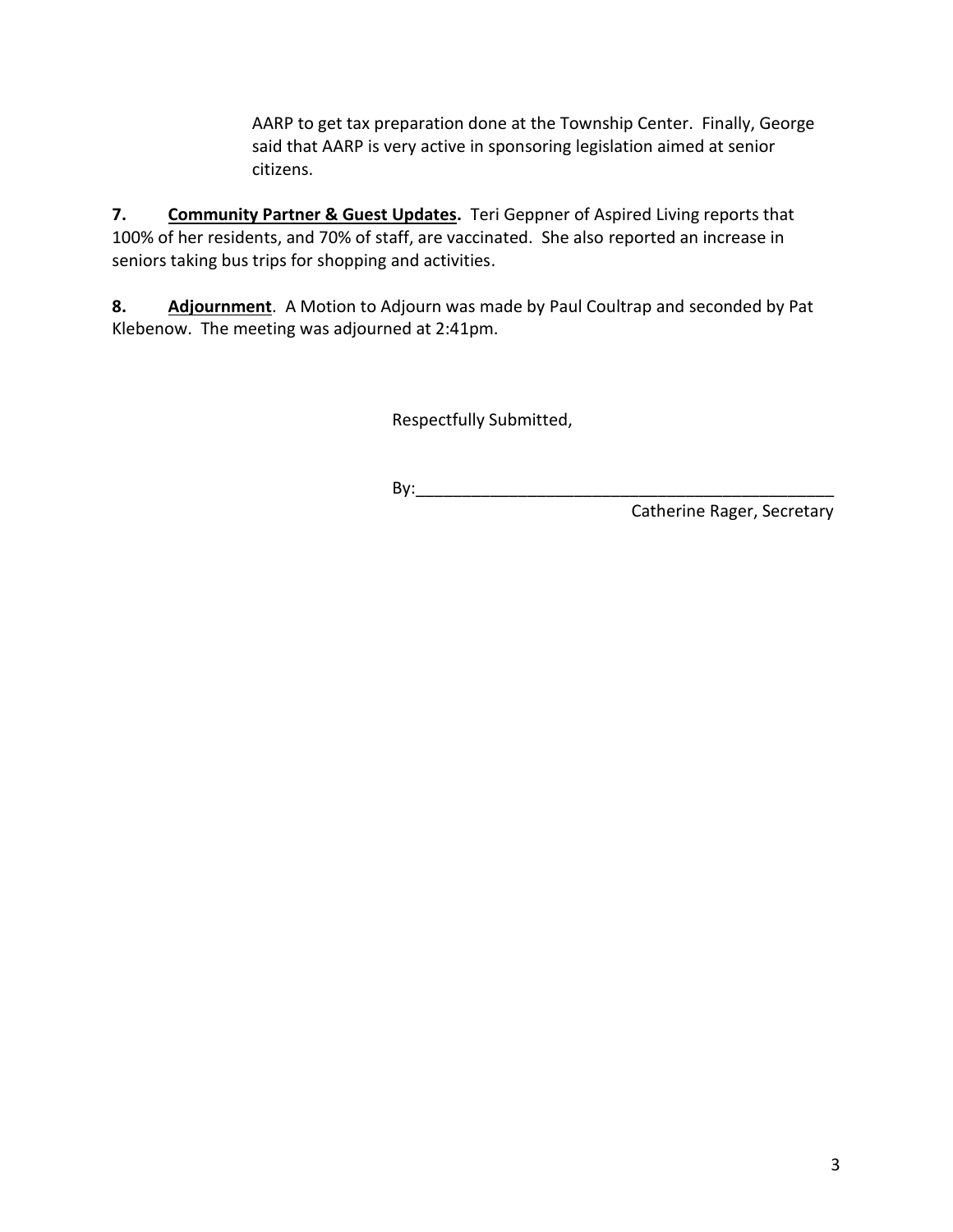AARP to get tax preparation done at the Township Center. Finally, George said that AARP is very active in sponsoring legislation aimed at senior citizens.

**7. <u>Community Partner & Guest Updates</u>.** Teri Geppner of Aspired Living reports that 100% of her residents, and 70% of staff, are vaccinated. She also reported an increase in seniors taking bus trips for shopping and activities.

**8. <u>Adjournment</u>**. A Motion to Adjourn was made by Paul Coultrap and seconded by Pat Klebenow. The meeting was adjourned at 2:41pm.

Respectfully Submitted,

By:_______________________________________________

Catherine Rager, Secretary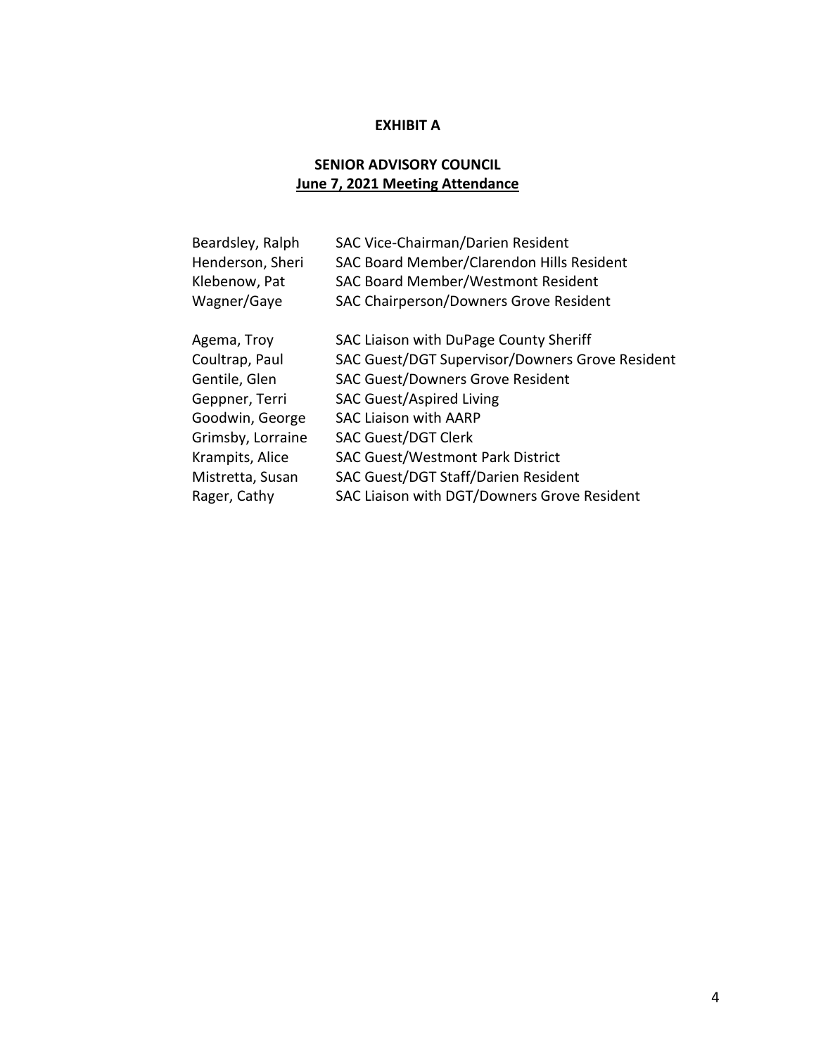**EXHIBIT A**

**SENIOR ADVISORY COUNCIL**
**June 7, 2021 Meeting Attendance**

| | |
|---|---|
| Beardsley, Ralph | SAC Vice-Chairman/Darien Resident |
| Henderson, Sheri | SAC Board Member/Clarendon Hills Resident |
| Klebenow, Pat | SAC Board Member/Westmont Resident |
| Wagner/Gaye | SAC Chairperson/Downers Grove Resident |
| | |
| Agema, Troy | SAC Liaison with DuPage County Sheriff |
| Coultrap, Paul | SAC Guest/DGT Supervisor/Downers Grove Resident |
| Gentile, Glen | SAC Guest/Downers Grove Resident |
| Geppner, Terri | SAC Guest/Aspired Living |
| Goodwin, George | SAC Liaison with AARP |
| Grimsby, Lorraine | SAC Guest/DGT Clerk |
| Krampits, Alice | SAC Guest/Westmont Park District |
| Mistretta, Susan | SAC Guest/DGT Staff/Darien Resident |
| Rager, Cathy | SAC Liaison with DGT/Downers Grove Resident |